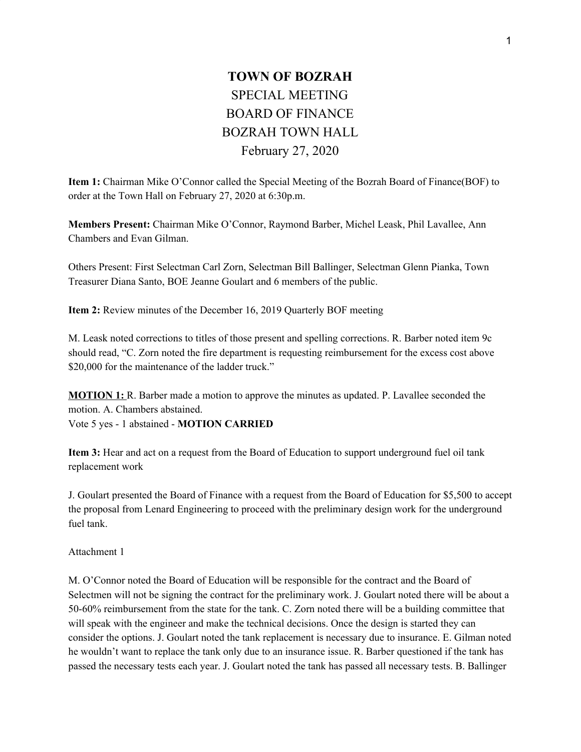# TOWN OF BOZRAH

SPECIAL MEETING
BOARD OF FINANCE
BOZRAH TOWN HALL
February 27, 2020

**Item 1:** Chairman Mike O'Connor called the Special Meeting of the Bozrah Board of Finance(BOF) to order at the Town Hall on February 27, 2020 at 6:30p.m.

**Members Present:** Chairman Mike O'Connor, Raymond Barber, Michel Leask, Phil Lavallee, Ann Chambers and Evan Gilman.

Others Present: First Selectman Carl Zorn, Selectman Bill Ballinger, Selectman Glenn Pianka, Town Treasurer Diana Santo, BOE Jeanne Goulart and 6 members of the public.

**Item 2:** Review minutes of the December 16, 2019 Quarterly BOF meeting

M. Leask noted corrections to titles of those present and spelling corrections. R. Barber noted item 9c should read, "C. Zorn noted the fire department is requesting reimbursement for the excess cost above $20,000 for the maintenance of the ladder truck."

**MOTION 1:** R. Barber made a motion to approve the minutes as updated. P. Lavallee seconded the motion. A. Chambers abstained.
Vote 5 yes - 1 abstained - **MOTION CARRIED**

**Item 3:** Hear and act on a request from the Board of Education to support underground fuel oil tank replacement work

J. Goulart presented the Board of Finance with a request from the Board of Education for $5,500 to accept the proposal from Lenard Engineering to proceed with the preliminary design work for the underground fuel tank.

Attachment 1

M. O'Connor noted the Board of Education will be responsible for the contract and the Board of Selectmen will not be signing the contract for the preliminary work. J. Goulart noted there will be about a 50-60% reimbursement from the state for the tank. C. Zorn noted there will be a building committee that will speak with the engineer and make the technical decisions. Once the design is started they can consider the options. J. Goulart noted the tank replacement is necessary due to insurance. E. Gilman noted he wouldn't want to replace the tank only due to an insurance issue. R. Barber questioned if the tank has passed the necessary tests each year. J. Goulart noted the tank has passed all necessary tests. B. Ballinger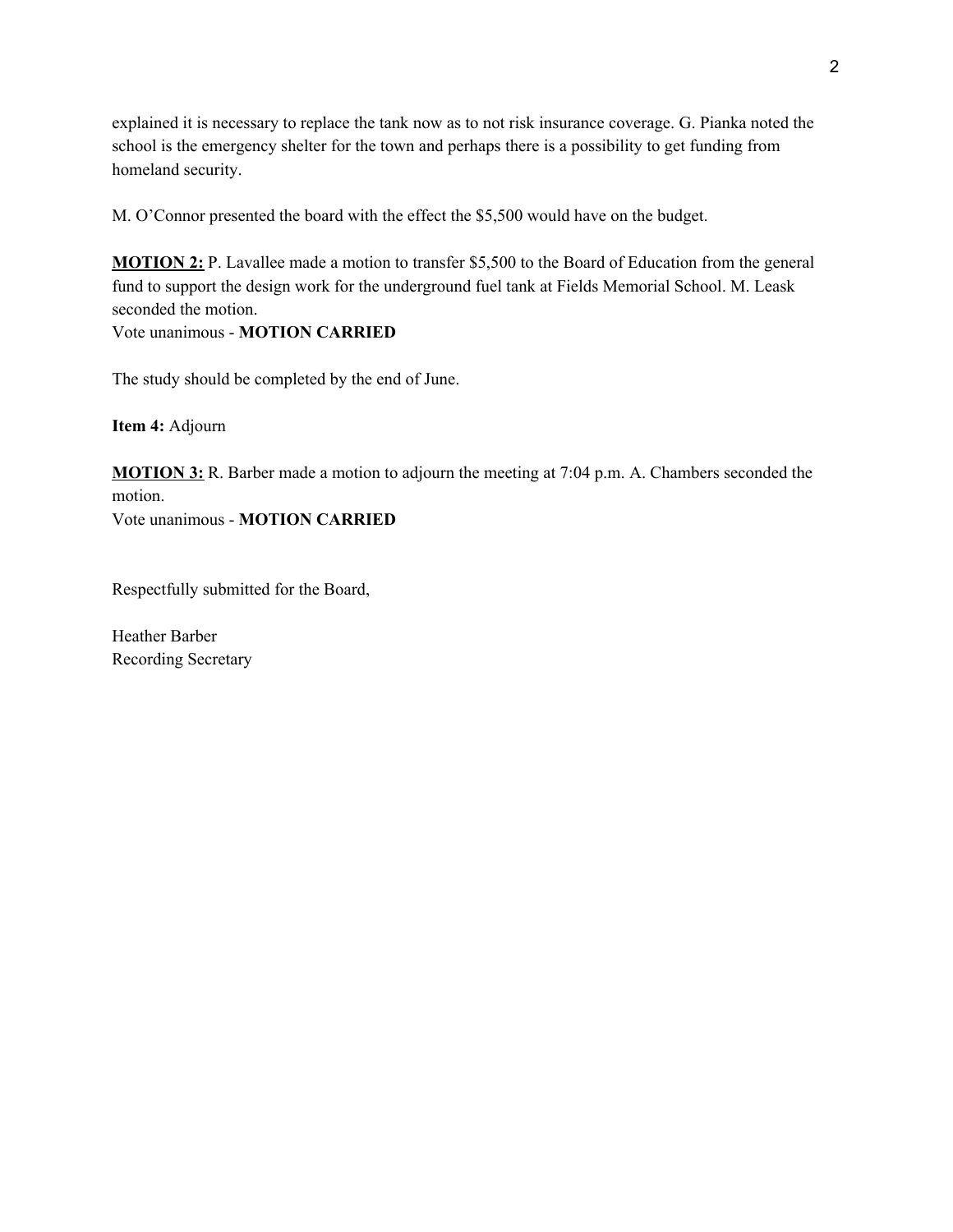explained it is necessary to replace the tank now as to not risk insurance coverage. G. Pianka noted the school is the emergency shelter for the town and perhaps there is a possibility to get funding from homeland security.

M. O'Connor presented the board with the effect the $5,500 would have on the budget.

**MOTION 2:** P. Lavallee made a motion to transfer $5,500 to the Board of Education from the general fund to support the design work for the underground fuel tank at Fields Memorial School. M. Leask seconded the motion.
Vote unanimous - **MOTION CARRIED**

The study should be completed by the end of June.

**Item 4:** Adjourn

**MOTION 3:** R. Barber made a motion to adjourn the meeting at 7:04 p.m. A. Chambers seconded the motion.
Vote unanimous - **MOTION CARRIED**

Respectfully submitted for the Board,

Heather Barber
Recording Secretary